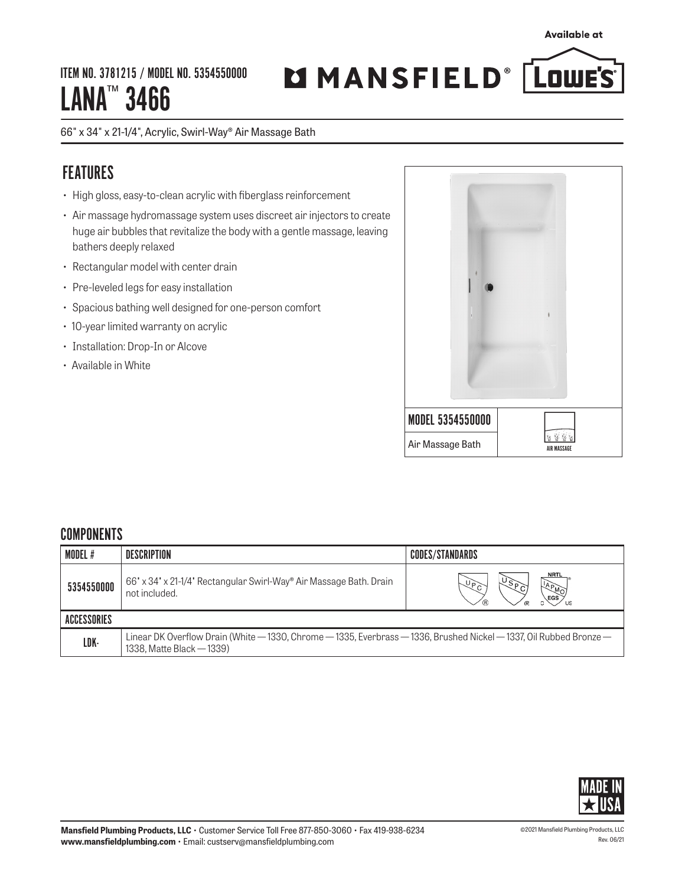ITEM NO. 3781215 / MODEL NO. 5354550000

# LANA™ 3466

MANSFIELD® Available at LOWE'S

66" x 34" x 21-1/4", Acrylic, Swirl-Way® Air Massage Bath

## FEATURES

- High gloss, easy-to-clean acrylic with fiberglass reinforcement
- Air massage hydromassage system uses discreet air injectors to create huge air bubbles that revitalize the body with a gentle massage, leaving bathers deeply relaxed
- Rectangular model with center drain
- Pre-leveled legs for easy installation
- Spacious bathing well designed for one-person comfort
- 10-year limited warranty on acrylic
- Installation: Drop-In or Alcove
- Available in White

| MODEL 5354550000 | |
|---|---|
| Air Massage Bath | AIR MASSAGE |

## COMPONENTS

| MODEL # | DESCRIPTION | CODES/STANDARDS |
|---|---|---|
| 5354550000 | 66" x 34" x 21-1/4" Rectangular Swirl-Way® Air Massage Bath. Drain not included. | UPC, USPC, NRTL IAPMO EGS C US |
| **ACCESSORIES** | | |
| LDK- | Linear DK Overflow Drain (White — 1330, Chrome — 1335, Everbrass — 1336, Brushed Nickel — 1337, Oil Rubbed Bronze — 1338, Matte Black — 1339) | |

MADE IN USA

**Mansfield Plumbing Products, LLC** • Customer Service Toll Free 877-850-3060 • Fax 419-938-6234
**www.mansfieldplumbing.com** • Email: custserv@mansfieldplumbing.com

©2021 Mansfield Plumbing Products, LLC
Rev. 06/21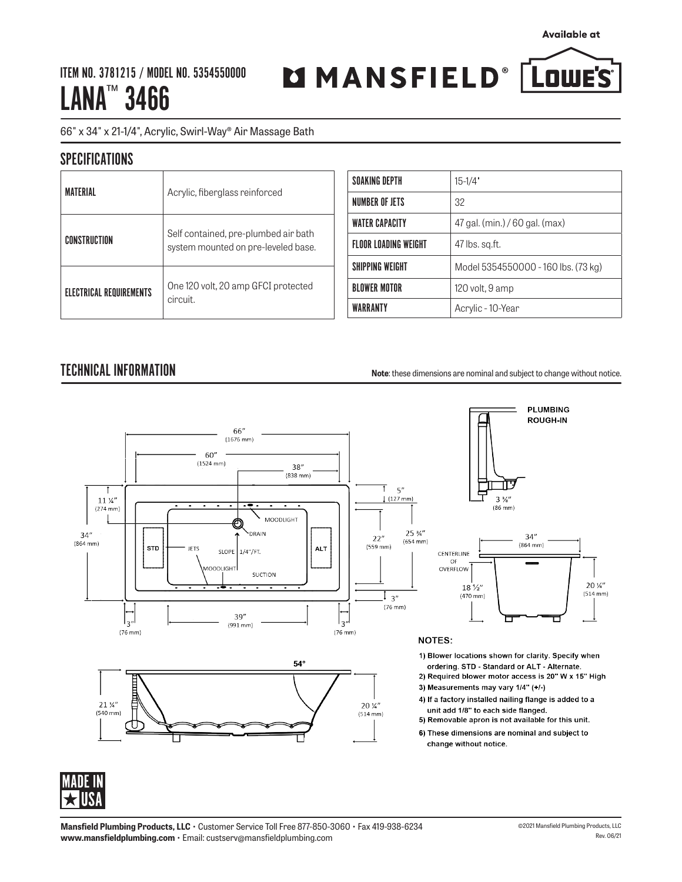# ITEM NO. 3781215 / MODEL NO. 5354550000

# LANA™ 3466

MANSFIELD® — Available at LOWE'S

66" x 34" x 21-1/4", Acrylic, Swirl-Way® Air Massage Bath

## SPECIFICATIONS

| | |
|---|---|
| MATERIAL | Acrylic, fiberglass reinforced |
| CONSTRUCTION | Self contained, pre-plumbed air bath system mounted on pre-leveled base. |
| ELECTRICAL REQUIREMENTS | One 120 volt, 20 amp GFCI protected circuit. |

| | |
|---|---|
| SOAKING DEPTH | 15-1/4" |
| NUMBER OF JETS | 32 |
| WATER CAPACITY | 47 gal. (min.) / 60 gal. (max) |
| FLOOR LOADING WEIGHT | 47 lbs. sq.ft. |
| SHIPPING WEIGHT | Model 5354550000 - 160 lbs. (73 kg) |
| BLOWER MOTOR | 120 volt, 9 amp |
| WARRANTY | Acrylic - 10-Year |

## TECHNICAL INFORMATION

**Note**: these dimensions are nominal and subject to change without notice.

66" (1676 mm)
60" (1524 mm)
38" (838 mm)
11 ¼" (274 mm)
34" (864 mm)
5" (127 mm)
22" (559 mm)
25 ¾" (654 mm)
3" (76 mm)
39" (991 mm)
3" (76 mm)
3" (76 mm)
MOODLIGHT
DRAIN
STD
JETS
SLOPE 1/4"/FT.
ALT
MOODLIGHT
SUCTION

PLUMBING ROUGH-IN
3 ⅜" (86 mm)

34" (864 mm)
CENTERLINE OF OVERFLOW
18 ½" (470 mm)
20 ¼" (514 mm)

54°
21 ¼" (540 mm)
20 ¼" (514 mm)

**NOTES:**

1) Blower locations shown for clarity. Specify when ordering. STD - Standard or ALT - Alternate.
2) Required blower motor access is 20" W x 15" High
3) Measurements may vary 1/4" (+/-)
4) If a factory installed nailing flange is added to a unit add 1/8" to each side flanged.
5) Removable apron is not available for this unit.
6) These dimensions are nominal and subject to change without notice.

MADE IN ★ USA

**Mansfield Plumbing Products, LLC** • Customer Service Toll Free 877-850-3060 • Fax 419-938-6234
**www.mansfieldplumbing.com** • Email: custserv@mansfieldplumbing.com

©2021 Mansfield Plumbing Products, LLC
Rev. 06/21